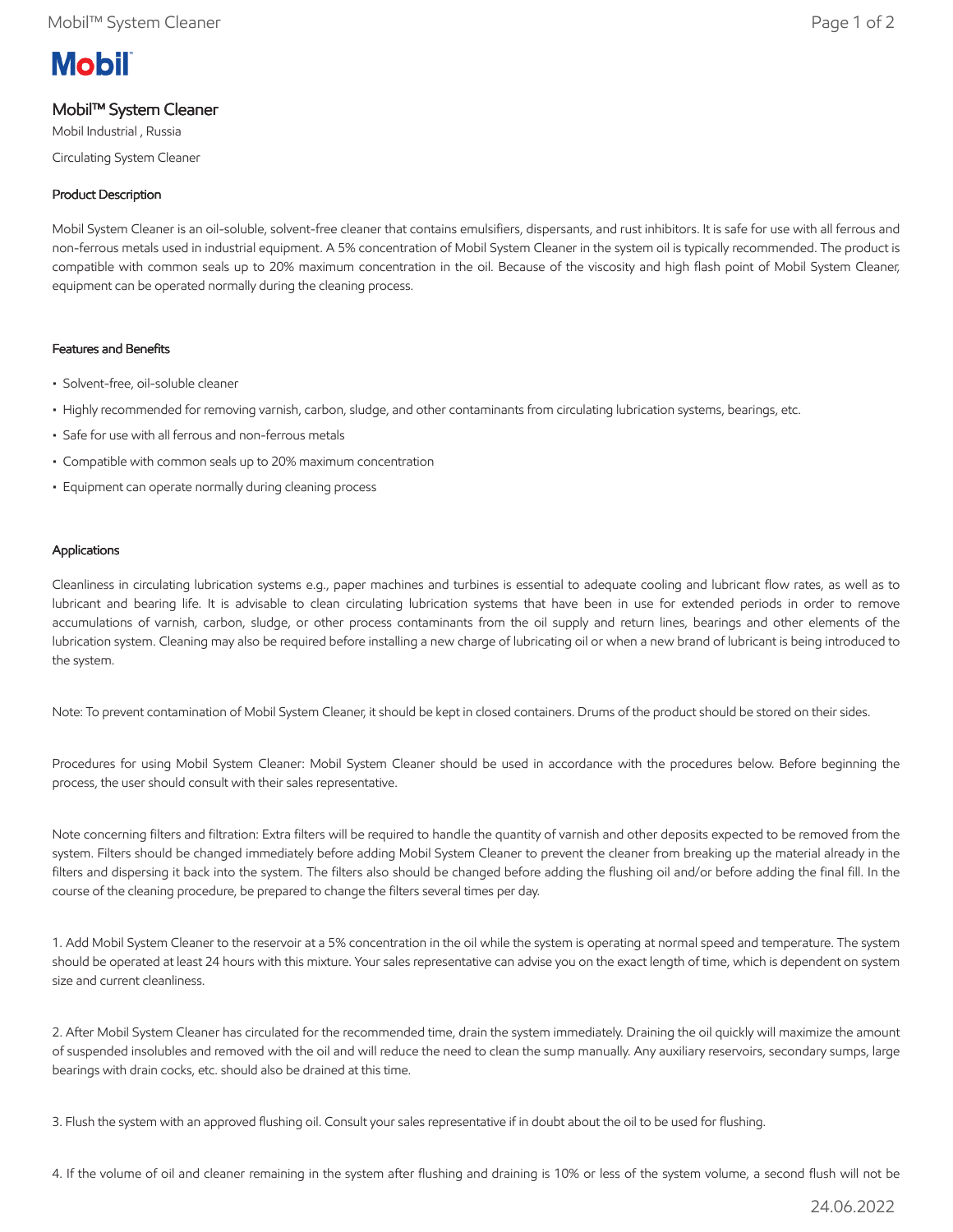# Mobil™ System Cleaner

Mobil Industrial , Russia

Circulating System Cleaner

## Product Description

Mobil System Cleaner is an oil-soluble, solvent-free cleaner that contains emulsifiers, dispersants, and rust inhibitors. It is safe for use with all ferrous and non-ferrous metals used in industrial equipment. A 5% concentration of Mobil System Cleaner in the system oil is typically recommended. The product is compatible with common seals up to 20% maximum concentration in the oil. Because of the viscosity and high flash point of Mobil System Cleaner, equipment can be operated normally during the cleaning process.

## Features and Benefits

- Solvent-free, oil-soluble cleaner
- Highly recommended for removing varnish, carbon, sludge, and other contaminants from circulating lubrication systems, bearings, etc.
- Safe for use with all ferrous and non-ferrous metals
- Compatible with common seals up to 20% maximum concentration
- Equipment can operate normally during cleaning process

## Applications

Cleanliness in circulating lubrication systems e.g., paper machines and turbines is essential to adequate cooling and lubricant flow rates, as well as to lubricant and bearing life. It is advisable to clean circulating lubrication systems that have been in use for extended periods in order to remove accumulations of varnish, carbon, sludge, or other process contaminants from the oil supply and return lines, bearings and other elements of the lubrication system. Cleaning may also be required before installing a new charge of lubricating oil or when a new brand of lubricant is being introduced to the system.

Note: To prevent contamination of Mobil System Cleaner, it should be kept in closed containers. Drums of the product should be stored on their sides.

Procedures for using Mobil System Cleaner: Mobil System Cleaner should be used in accordance with the procedures below. Before beginning the process, the user should consult with their sales representative.

Note concerning filters and filtration: Extra filters will be required to handle the quantity of varnish and other deposits expected to be removed from the system. Filters should be changed immediately before adding Mobil System Cleaner to prevent the cleaner from breaking up the material already in the filters and dispersing it back into the system. The filters also should be changed before adding the flushing oil and/or before adding the final fill. In the course of the cleaning procedure, be prepared to change the filters several times per day.

1. Add Mobil System Cleaner to the reservoir at a 5% concentration in the oil while the system is operating at normal speed and temperature. The system should be operated at least 24 hours with this mixture. Your sales representative can advise you on the exact length of time, which is dependent on system size and current cleanliness.

2. After Mobil System Cleaner has circulated for the recommended time, drain the system immediately. Draining the oil quickly will maximize the amount of suspended insolubles and removed with the oil and will reduce the need to clean the sump manually. Any auxiliary reservoirs, secondary sumps, large bearings with drain cocks, etc. should also be drained at this time.

3. Flush the system with an approved flushing oil. Consult your sales representative if in doubt about the oil to be used for flushing.

4. If the volume of oil and cleaner remaining in the system after flushing and draining is 10% or less of the system volume, a second flush will not be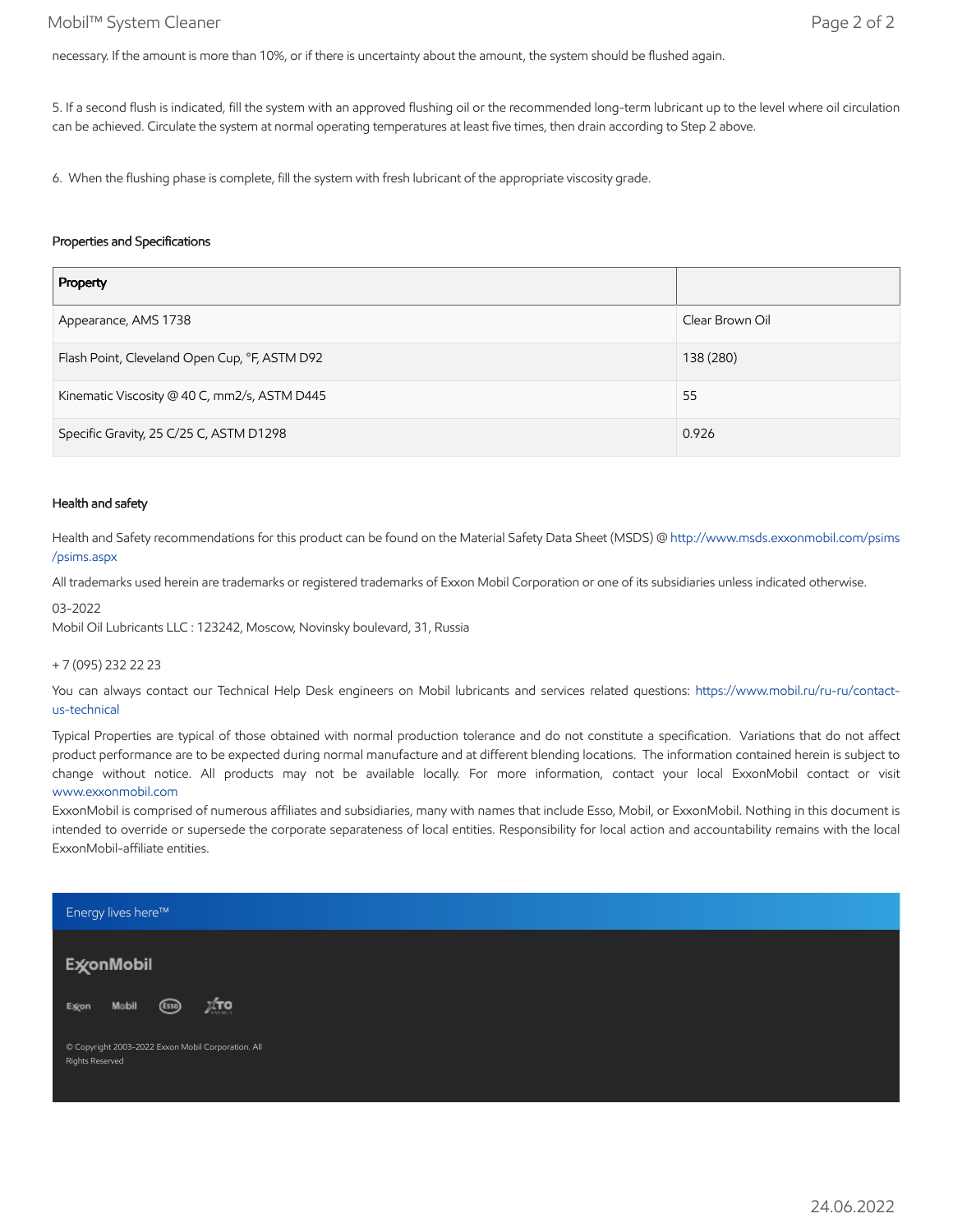necessary. If the amount is more than 10%, or if there is uncertainty about the amount, the system should be flushed again.

5. If a second flush is indicated, fill the system with an approved flushing oil or the recommended long-term lubricant up to the level where oil circulation can be achieved. Circulate the system at normal operating temperatures at least five times, then drain according to Step 2 above.

6. When the flushing phase is complete, fill the system with fresh lubricant of the appropriate viscosity grade.

### Properties and Specifications

| Property | |
|---|---|
| Appearance, AMS 1738 | Clear Brown Oil |
| Flash Point, Cleveland Open Cup, °F, ASTM D92 | 138 (280) |
| Kinematic Viscosity @ 40 C, mm2/s, ASTM D445 | 55 |
| Specific Gravity, 25 C/25 C, ASTM D1298 | 0.926 |

### Health and safety

Health and Safety recommendations for this product can be found on the Material Safety Data Sheet (MSDS) @ http://www.msds.exxonmobil.com/psims/psims.aspx

All trademarks used herein are trademarks or registered trademarks of Exxon Mobil Corporation or one of its subsidiaries unless indicated otherwise.

03-2022
Mobil Oil Lubricants LLC : 123242, Moscow, Novinsky boulevard, 31, Russia

+ 7 (095) 232 22 23

You can always contact our Technical Help Desk engineers on Mobil lubricants and services related questions: https://www.mobil.ru/ru-ru/contact-us-technical

Typical Properties are typical of those obtained with normal production tolerance and do not constitute a specification. Variations that do not affect product performance are to be expected during normal manufacture and at different blending locations. The information contained herein is subject to change without notice. All products may not be available locally. For more information, contact your local ExxonMobil contact or visit www.exxonmobil.com
ExxonMobil is comprised of numerous affiliates and subsidiaries, many with names that include Esso, Mobil, or ExxonMobil. Nothing in this document is intended to override or supersede the corporate separateness of local entities. Responsibility for local action and accountability remains with the local ExxonMobil-affiliate entities.

Energy lives here™

ExxonMobil

Exxon Mobil Esso XTO

© Copyright 2003-2022 Exxon Mobil Corporation. All Rights Reserved